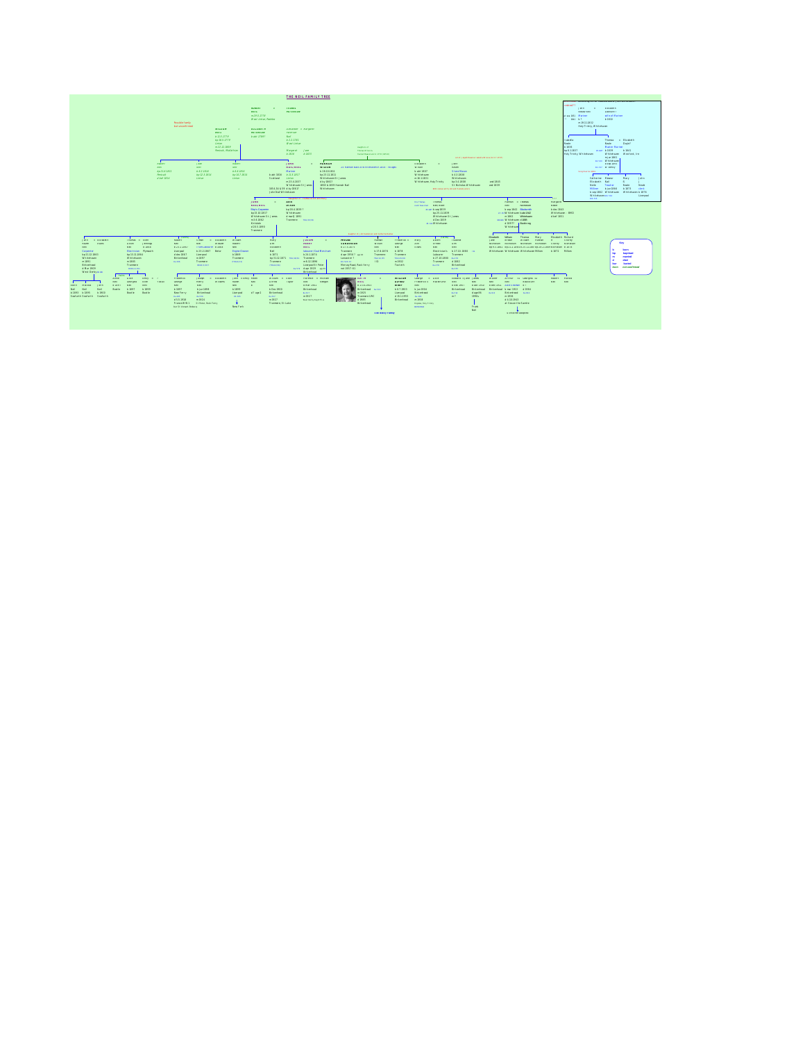# THE NEIL FAMILY TREE

**Key**

| | |
|---|---|
| b | born |
| bp | baptised |
| m | married |
| d | died |
| bur | buried |
| born | not confirmed |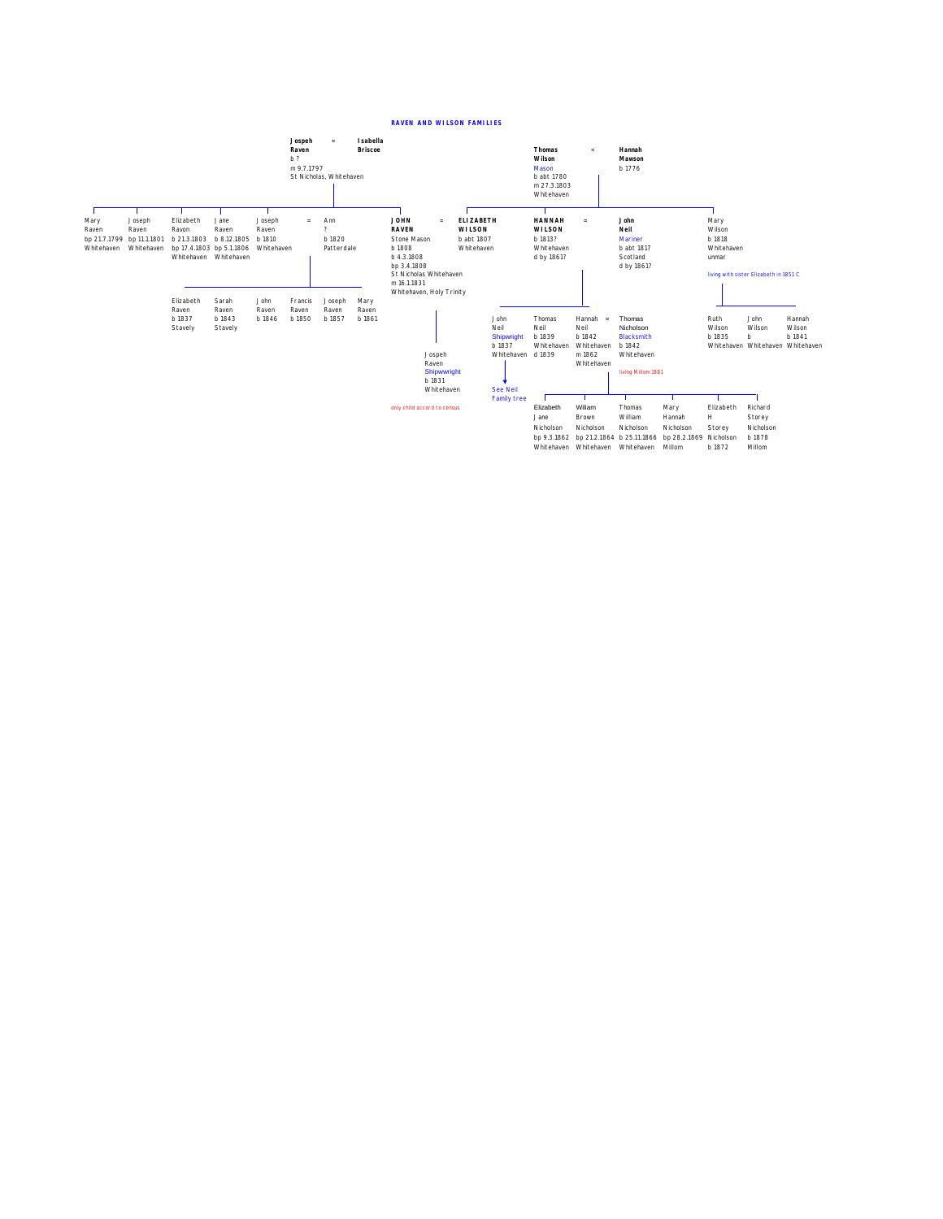# RAVEN AND WILSON FAMILIES

**Jospeh Raven** = **Isabella Briscoe**
b ?
m 9.7.1797
St Nicholas, Whitehaven

Children:

- Mary Raven, bp 21.7.1799 Whitehaven
- Joseph Raven, bp 11.1.1801 Whitehaven
- Elizabeth Ravon, b 21.3.1803, bp 17.4.1803 Whitehaven
- Jane Raven, b 8.12.1805, bp 5.1.1806 Whitehaven
- Joseph Raven, b 1810 Whitehaven = Ann ?, b 1820 Patterdale
  - Elizabeth Raven, b 1837 Stavely
  - Sarah Raven, b 1843 Stavely
  - John Raven, b 1846
  - Francis Raven, b 1850
  - Joseph Raven, b 1857
  - Mary Raven, b 1861
- **JOHN RAVEN**, Stone Mason, b 1808, b 4.3.1808, bp 3.4.1808 St Nicholas Whitehaven, m 16.1.1831 Whitehaven, Holy Trinity = **ELIZABETH WILSON**, b abt 1807 Whitehaven
  - Jospeh Raven, Shipwwright, b 1831 Whitehaven
  - only child accord to census

**Thomas Wilson** = **Hannah Mawson**
Mason
b abt 1780
m 27.3.1803
Whitehaven
Hannah Mawson b 1776

Children:

- **ELIZABETH WILSON** (see above)
- **HANNAH WILSON**, b 1813? Whitehaven, d by 1861? = **John Neil**, Mariner, b abt 1817 Scotland, d by 1861?
  - John Neil, Shipwright, b 1837 Whitehaven — See Neil Family tree
  - Thomas Neil, b 1839 Whitehaven, d 1839
  - Hannah Neil, b 1842 Whitehaven, m 1862 Whitehaven = Thomas Nicholson, Blacksmith, b 1842 Whitehaven — living Millom 1881
    - Elizabeth Jane Nicholson, bp 9.3.1862 Whitehaven
    - William Brown Nicholson, bp 21.2.1864 Whitehaven
    - Thomas William Nicholson, b 25.11.1866 Whitehaven
    - Mary Hannah Nicholson, bp 28.2.1869 Millom
    - Elizabeth H Storey Nicholson, b 1872
    - Richard Storey Nicholson, b 1878 Millom
- Mary Wilson, b 1818 Whitehaven, unmar — living with sister Elizabeth in 1851 C
  - Ruth Wilson, b 1835 Whitehaven
  - John Wilson, b Whitehaven
  - Hannah Wilson, b 1841 Whitehaven